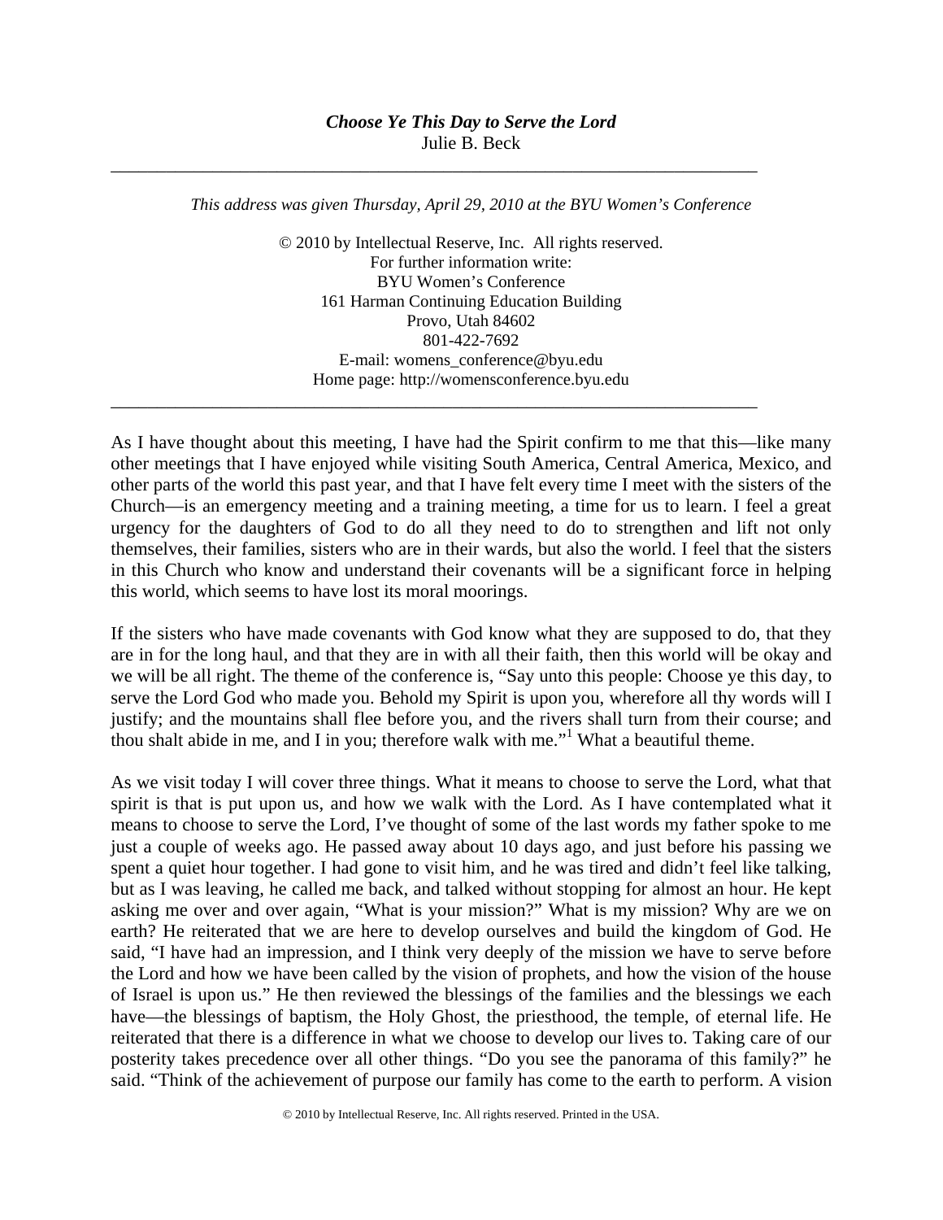***Choose Ye This Day to Serve the Lord***
Julie B. Beck

---

*This address was given Thursday, April 29, 2010 at the BYU Women's Conference*

© 2010 by Intellectual Reserve, Inc. All rights reserved.
For further information write:
BYU Women's Conference
161 Harman Continuing Education Building
Provo, Utah 84602
801-422-7692
E-mail: womens_conference@byu.edu
Home page: http://womensconference.byu.edu

---

As I have thought about this meeting, I have had the Spirit confirm to me that this—like many other meetings that I have enjoyed while visiting South America, Central America, Mexico, and other parts of the world this past year, and that I have felt every time I meet with the sisters of the Church—is an emergency meeting and a training meeting, a time for us to learn. I feel a great urgency for the daughters of God to do all they need to do to strengthen and lift not only themselves, their families, sisters who are in their wards, but also the world. I feel that the sisters in this Church who know and understand their covenants will be a significant force in helping this world, which seems to have lost its moral moorings.

If the sisters who have made covenants with God know what they are supposed to do, that they are in for the long haul, and that they are in with all their faith, then this world will be okay and we will be all right. The theme of the conference is, "Say unto this people: Choose ye this day, to serve the Lord God who made you. Behold my Spirit is upon you, wherefore all thy words will I justify; and the mountains shall flee before you, and the rivers shall turn from their course; and thou shalt abide in me, and I in you; therefore walk with me."[1] What a beautiful theme.

As we visit today I will cover three things. What it means to choose to serve the Lord, what that spirit is that is put upon us, and how we walk with the Lord. As I have contemplated what it means to choose to serve the Lord, I've thought of some of the last words my father spoke to me just a couple of weeks ago. He passed away about 10 days ago, and just before his passing we spent a quiet hour together. I had gone to visit him, and he was tired and didn't feel like talking, but as I was leaving, he called me back, and talked without stopping for almost an hour. He kept asking me over and over again, "What is your mission?" What is my mission? Why are we on earth? He reiterated that we are here to develop ourselves and build the kingdom of God. He said, "I have had an impression, and I think very deeply of the mission we have to serve before the Lord and how we have been called by the vision of prophets, and how the vision of the house of Israel is upon us." He then reviewed the blessings of the families and the blessings we each have—the blessings of baptism, the Holy Ghost, the priesthood, the temple, of eternal life. He reiterated that there is a difference in what we choose to develop our lives to. Taking care of our posterity takes precedence over all other things. "Do you see the panorama of this family?" he said. "Think of the achievement of purpose our family has come to the earth to perform. A vision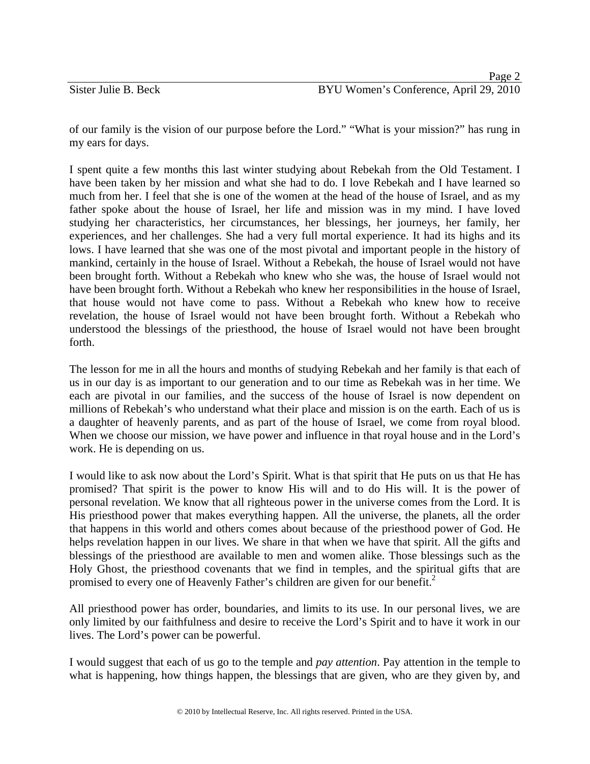of our family is the vision of our purpose before the Lord." "What is your mission?" has rung in my ears for days.

I spent quite a few months this last winter studying about Rebekah from the Old Testament. I have been taken by her mission and what she had to do. I love Rebekah and I have learned so much from her. I feel that she is one of the women at the head of the house of Israel, and as my father spoke about the house of Israel, her life and mission was in my mind. I have loved studying her characteristics, her circumstances, her blessings, her journeys, her family, her experiences, and her challenges. She had a very full mortal experience. It had its highs and its lows. I have learned that she was one of the most pivotal and important people in the history of mankind, certainly in the house of Israel. Without a Rebekah, the house of Israel would not have been brought forth. Without a Rebekah who knew who she was, the house of Israel would not have been brought forth. Without a Rebekah who knew her responsibilities in the house of Israel, that house would not have come to pass. Without a Rebekah who knew how to receive revelation, the house of Israel would not have been brought forth. Without a Rebekah who understood the blessings of the priesthood, the house of Israel would not have been brought forth.

The lesson for me in all the hours and months of studying Rebekah and her family is that each of us in our day is as important to our generation and to our time as Rebekah was in her time. We each are pivotal in our families, and the success of the house of Israel is now dependent on millions of Rebekah's who understand what their place and mission is on the earth. Each of us is a daughter of heavenly parents, and as part of the house of Israel, we come from royal blood. When we choose our mission, we have power and influence in that royal house and in the Lord's work. He is depending on us.

I would like to ask now about the Lord's Spirit. What is that spirit that He puts on us that He has promised? That spirit is the power to know His will and to do His will. It is the power of personal revelation. We know that all righteous power in the universe comes from the Lord. It is His priesthood power that makes everything happen. All the universe, the planets, all the order that happens in this world and others comes about because of the priesthood power of God. He helps revelation happen in our lives. We share in that when we have that spirit. All the gifts and blessings of the priesthood are available to men and women alike. Those blessings such as the Holy Ghost, the priesthood covenants that we find in temples, and the spiritual gifts that are promised to every one of Heavenly Father's children are given for our benefit.[2]

All priesthood power has order, boundaries, and limits to its use. In our personal lives, we are only limited by our faithfulness and desire to receive the Lord's Spirit and to have it work in our lives. The Lord's power can be powerful.

I would suggest that each of us go to the temple and *pay attention*. Pay attention in the temple to what is happening, how things happen, the blessings that are given, who are they given by, and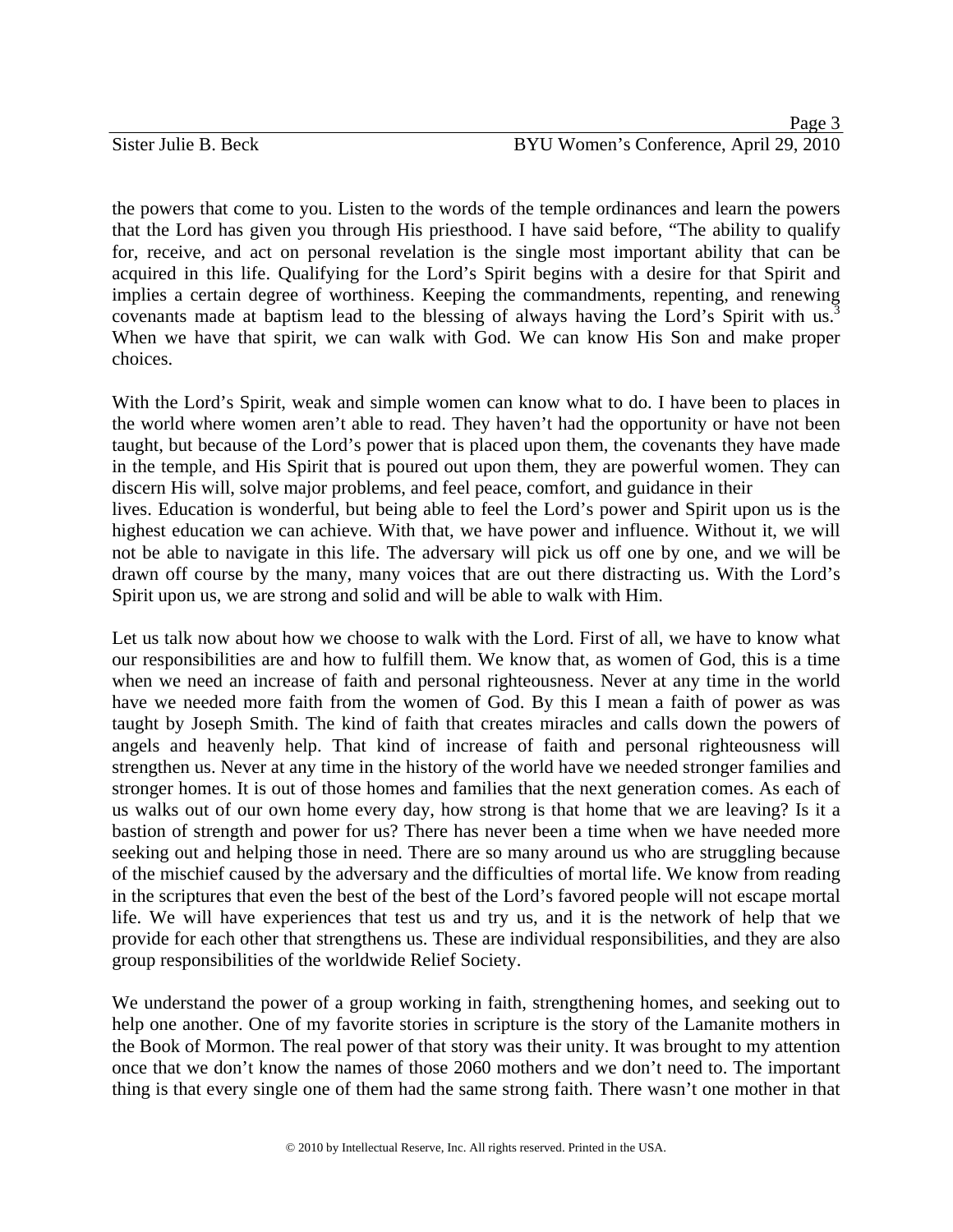the powers that come to you. Listen to the words of the temple ordinances and learn the powers that the Lord has given you through His priesthood. I have said before, "The ability to qualify for, receive, and act on personal revelation is the single most important ability that can be acquired in this life. Qualifying for the Lord's Spirit begins with a desire for that Spirit and implies a certain degree of worthiness. Keeping the commandments, repenting, and renewing covenants made at baptism lead to the blessing of always having the Lord's Spirit with us.[3] When we have that spirit, we can walk with God. We can know His Son and make proper choices.

With the Lord's Spirit, weak and simple women can know what to do. I have been to places in the world where women aren't able to read. They haven't had the opportunity or have not been taught, but because of the Lord's power that is placed upon them, the covenants they have made in the temple, and His Spirit that is poured out upon them, they are powerful women. They can discern His will, solve major problems, and feel peace, comfort, and guidance in their lives. Education is wonderful, but being able to feel the Lord's power and Spirit upon us is the highest education we can achieve. With that, we have power and influence. Without it, we will not be able to navigate in this life. The adversary will pick us off one by one, and we will be drawn off course by the many, many voices that are out there distracting us. With the Lord's Spirit upon us, we are strong and solid and will be able to walk with Him.

Let us talk now about how we choose to walk with the Lord. First of all, we have to know what our responsibilities are and how to fulfill them. We know that, as women of God, this is a time when we need an increase of faith and personal righteousness. Never at any time in the world have we needed more faith from the women of God. By this I mean a faith of power as was taught by Joseph Smith. The kind of faith that creates miracles and calls down the powers of angels and heavenly help. That kind of increase of faith and personal righteousness will strengthen us. Never at any time in the history of the world have we needed stronger families and stronger homes. It is out of those homes and families that the next generation comes. As each of us walks out of our own home every day, how strong is that home that we are leaving? Is it a bastion of strength and power for us? There has never been a time when we have needed more seeking out and helping those in need. There are so many around us who are struggling because of the mischief caused by the adversary and the difficulties of mortal life. We know from reading in the scriptures that even the best of the best of the Lord's favored people will not escape mortal life. We will have experiences that test us and try us, and it is the network of help that we provide for each other that strengthens us. These are individual responsibilities, and they are also group responsibilities of the worldwide Relief Society.

We understand the power of a group working in faith, strengthening homes, and seeking out to help one another. One of my favorite stories in scripture is the story of the Lamanite mothers in the Book of Mormon. The real power of that story was their unity. It was brought to my attention once that we don't know the names of those 2060 mothers and we don't need to. The important thing is that every single one of them had the same strong faith. There wasn't one mother in that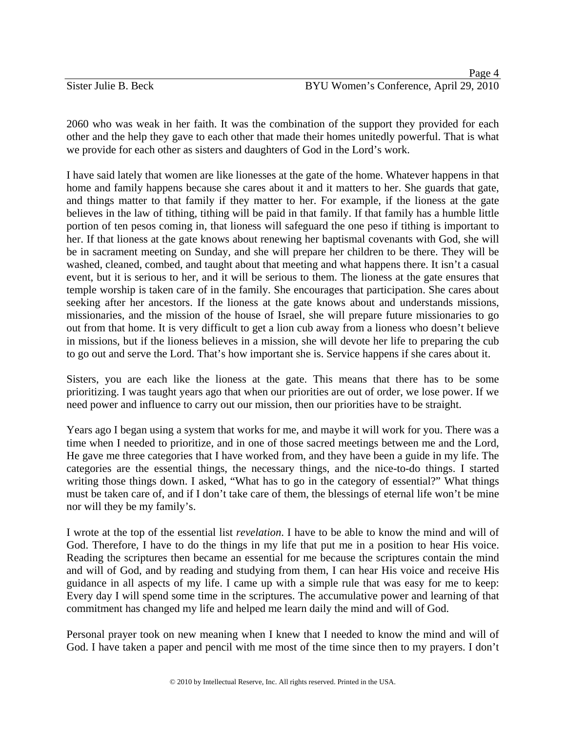2060 who was weak in her faith. It was the combination of the support they provided for each other and the help they gave to each other that made their homes unitedly powerful. That is what we provide for each other as sisters and daughters of God in the Lord's work.

I have said lately that women are like lionesses at the gate of the home. Whatever happens in that home and family happens because she cares about it and it matters to her. She guards that gate, and things matter to that family if they matter to her. For example, if the lioness at the gate believes in the law of tithing, tithing will be paid in that family. If that family has a humble little portion of ten pesos coming in, that lioness will safeguard the one peso if tithing is important to her. If that lioness at the gate knows about renewing her baptismal covenants with God, she will be in sacrament meeting on Sunday, and she will prepare her children to be there. They will be washed, cleaned, combed, and taught about that meeting and what happens there. It isn't a casual event, but it is serious to her, and it will be serious to them. The lioness at the gate ensures that temple worship is taken care of in the family. She encourages that participation. She cares about seeking after her ancestors. If the lioness at the gate knows about and understands missions, missionaries, and the mission of the house of Israel, she will prepare future missionaries to go out from that home. It is very difficult to get a lion cub away from a lioness who doesn't believe in missions, but if the lioness believes in a mission, she will devote her life to preparing the cub to go out and serve the Lord. That's how important she is. Service happens if she cares about it.

Sisters, you are each like the lioness at the gate. This means that there has to be some prioritizing. I was taught years ago that when our priorities are out of order, we lose power. If we need power and influence to carry out our mission, then our priorities have to be straight.

Years ago I began using a system that works for me, and maybe it will work for you. There was a time when I needed to prioritize, and in one of those sacred meetings between me and the Lord, He gave me three categories that I have worked from, and they have been a guide in my life. The categories are the essential things, the necessary things, and the nice-to-do things. I started writing those things down. I asked, "What has to go in the category of essential?" What things must be taken care of, and if I don't take care of them, the blessings of eternal life won't be mine nor will they be my family's.

I wrote at the top of the essential list *revelation*. I have to be able to know the mind and will of God. Therefore, I have to do the things in my life that put me in a position to hear His voice. Reading the scriptures then became an essential for me because the scriptures contain the mind and will of God, and by reading and studying from them, I can hear His voice and receive His guidance in all aspects of my life. I came up with a simple rule that was easy for me to keep: Every day I will spend some time in the scriptures. The accumulative power and learning of that commitment has changed my life and helped me learn daily the mind and will of God.

Personal prayer took on new meaning when I knew that I needed to know the mind and will of God. I have taken a paper and pencil with me most of the time since then to my prayers. I don't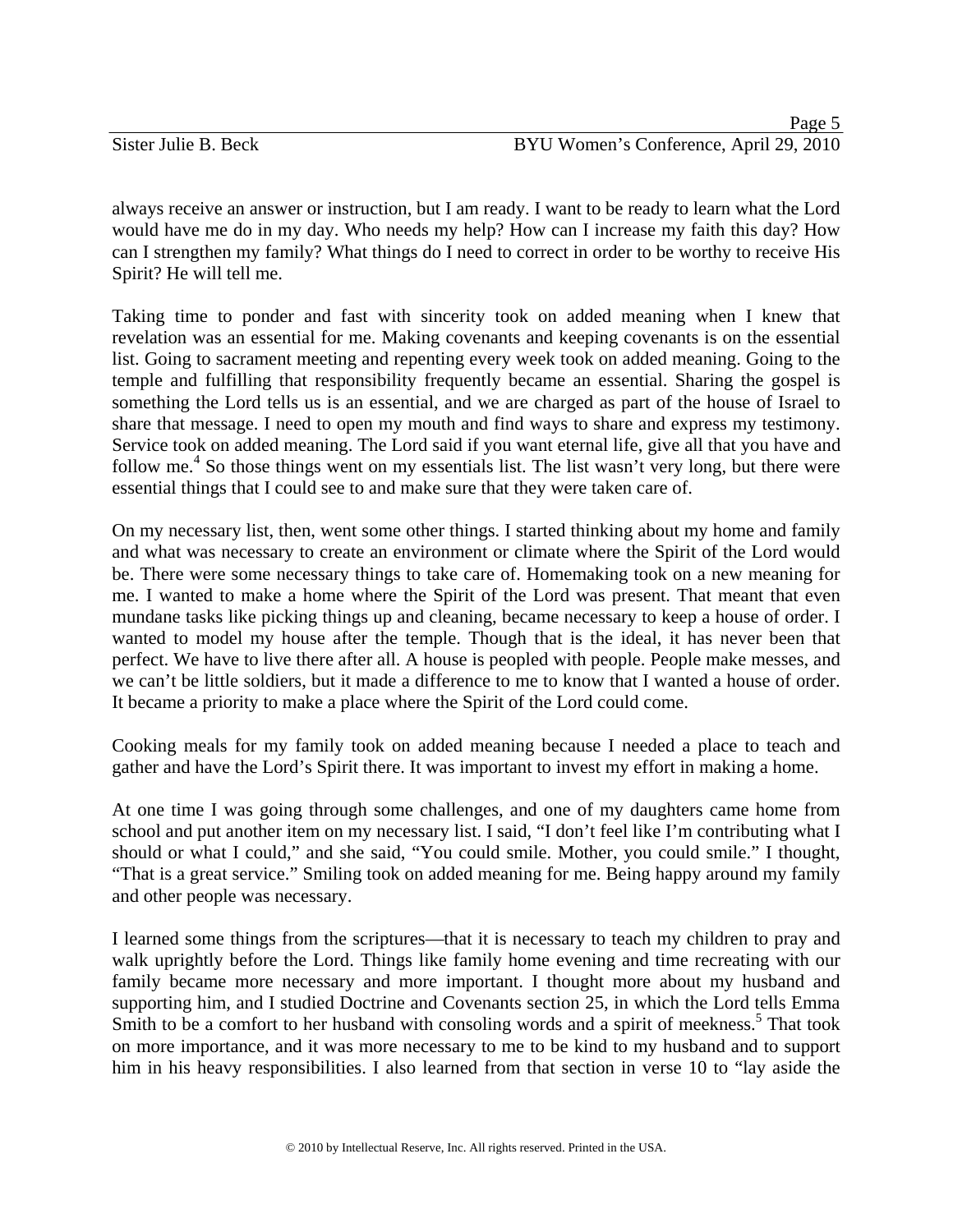always receive an answer or instruction, but I am ready. I want to be ready to learn what the Lord would have me do in my day. Who needs my help? How can I increase my faith this day? How can I strengthen my family? What things do I need to correct in order to be worthy to receive His Spirit? He will tell me.

Taking time to ponder and fast with sincerity took on added meaning when I knew that revelation was an essential for me. Making covenants and keeping covenants is on the essential list. Going to sacrament meeting and repenting every week took on added meaning. Going to the temple and fulfilling that responsibility frequently became an essential. Sharing the gospel is something the Lord tells us is an essential, and we are charged as part of the house of Israel to share that message. I need to open my mouth and find ways to share and express my testimony. Service took on added meaning. The Lord said if you want eternal life, give all that you have and follow me.[4] So those things went on my essentials list. The list wasn't very long, but there were essential things that I could see to and make sure that they were taken care of.

On my necessary list, then, went some other things. I started thinking about my home and family and what was necessary to create an environment or climate where the Spirit of the Lord would be. There were some necessary things to take care of. Homemaking took on a new meaning for me. I wanted to make a home where the Spirit of the Lord was present. That meant that even mundane tasks like picking things up and cleaning, became necessary to keep a house of order. I wanted to model my house after the temple. Though that is the ideal, it has never been that perfect. We have to live there after all. A house is peopled with people. People make messes, and we can't be little soldiers, but it made a difference to me to know that I wanted a house of order. It became a priority to make a place where the Spirit of the Lord could come.

Cooking meals for my family took on added meaning because I needed a place to teach and gather and have the Lord's Spirit there. It was important to invest my effort in making a home.

At one time I was going through some challenges, and one of my daughters came home from school and put another item on my necessary list. I said, "I don't feel like I'm contributing what I should or what I could," and she said, "You could smile. Mother, you could smile." I thought, "That is a great service." Smiling took on added meaning for me. Being happy around my family and other people was necessary.

I learned some things from the scriptures—that it is necessary to teach my children to pray and walk uprightly before the Lord. Things like family home evening and time recreating with our family became more necessary and more important. I thought more about my husband and supporting him, and I studied Doctrine and Covenants section 25, in which the Lord tells Emma Smith to be a comfort to her husband with consoling words and a spirit of meekness.[5] That took on more importance, and it was more necessary to me to be kind to my husband and to support him in his heavy responsibilities. I also learned from that section in verse 10 to "lay aside the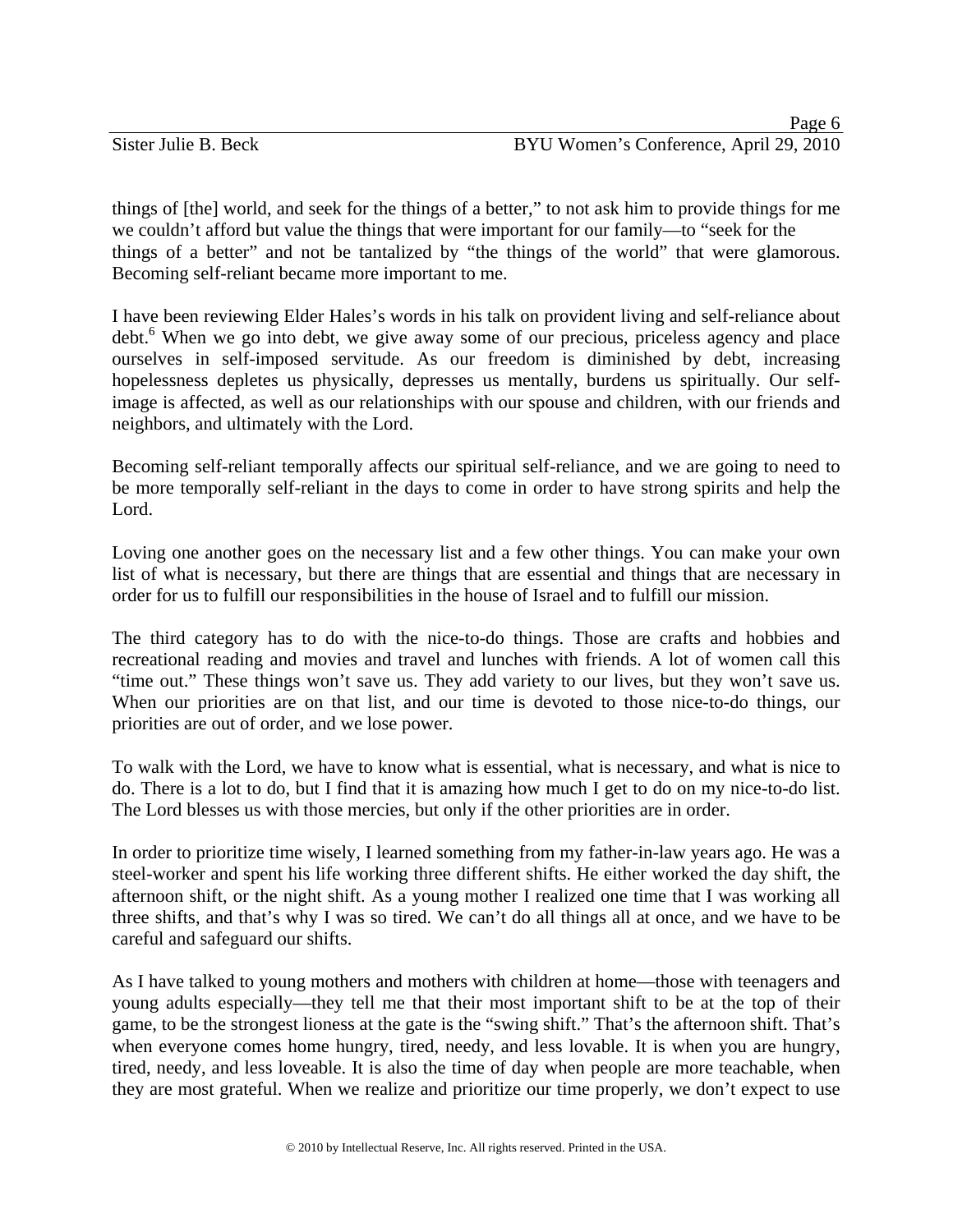things of [the] world, and seek for the things of a better," to not ask him to provide things for me we couldn't afford but value the things that were important for our family—to "seek for the things of a better" and not be tantalized by "the things of the world" that were glamorous. Becoming self-reliant became more important to me.

I have been reviewing Elder Hales's words in his talk on provident living and self-reliance about debt.[6] When we go into debt, we give away some of our precious, priceless agency and place ourselves in self-imposed servitude. As our freedom is diminished by debt, increasing hopelessness depletes us physically, depresses us mentally, burdens us spiritually. Our self-image is affected, as well as our relationships with our spouse and children, with our friends and neighbors, and ultimately with the Lord.

Becoming self-reliant temporally affects our spiritual self-reliance, and we are going to need to be more temporally self-reliant in the days to come in order to have strong spirits and help the Lord.

Loving one another goes on the necessary list and a few other things. You can make your own list of what is necessary, but there are things that are essential and things that are necessary in order for us to fulfill our responsibilities in the house of Israel and to fulfill our mission.

The third category has to do with the nice-to-do things. Those are crafts and hobbies and recreational reading and movies and travel and lunches with friends. A lot of women call this "time out." These things won't save us. They add variety to our lives, but they won't save us. When our priorities are on that list, and our time is devoted to those nice-to-do things, our priorities are out of order, and we lose power.

To walk with the Lord, we have to know what is essential, what is necessary, and what is nice to do. There is a lot to do, but I find that it is amazing how much I get to do on my nice-to-do list. The Lord blesses us with those mercies, but only if the other priorities are in order.

In order to prioritize time wisely, I learned something from my father-in-law years ago. He was a steel-worker and spent his life working three different shifts. He either worked the day shift, the afternoon shift, or the night shift. As a young mother I realized one time that I was working all three shifts, and that's why I was so tired. We can't do all things all at once, and we have to be careful and safeguard our shifts.

As I have talked to young mothers and mothers with children at home—those with teenagers and young adults especially—they tell me that their most important shift to be at the top of their game, to be the strongest lioness at the gate is the "swing shift." That's the afternoon shift. That's when everyone comes home hungry, tired, needy, and less lovable. It is when you are hungry, tired, needy, and less loveable. It is also the time of day when people are more teachable, when they are most grateful. When we realize and prioritize our time properly, we don't expect to use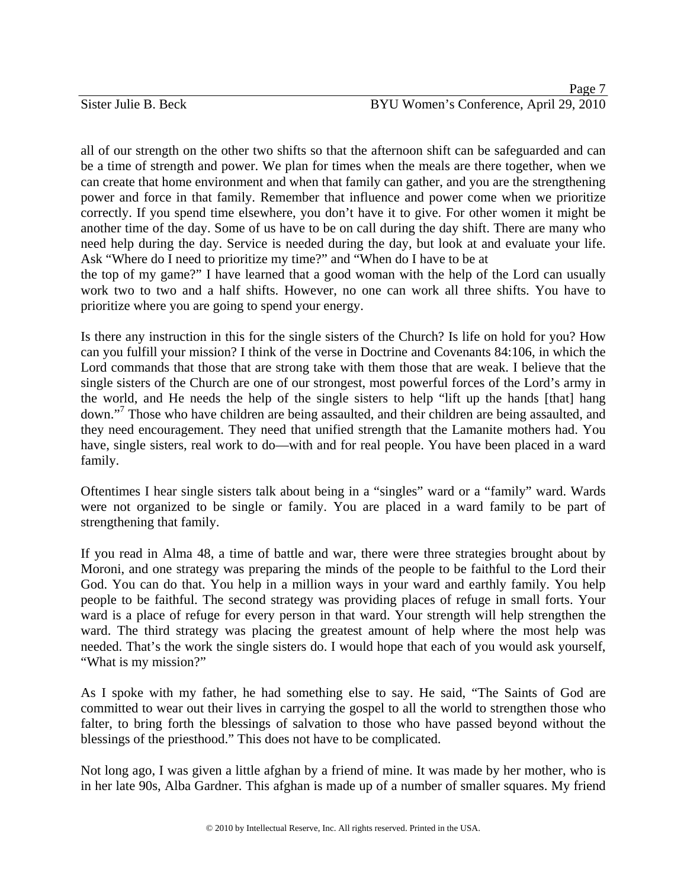all of our strength on the other two shifts so that the afternoon shift can be safeguarded and can be a time of strength and power. We plan for times when the meals are there together, when we can create that home environment and when that family can gather, and you are the strengthening power and force in that family. Remember that influence and power come when we prioritize correctly. If you spend time elsewhere, you don't have it to give. For other women it might be another time of the day. Some of us have to be on call during the day shift. There are many who need help during the day. Service is needed during the day, but look at and evaluate your life. Ask "Where do I need to prioritize my time?" and "When do I have to be at the top of my game?" I have learned that a good woman with the help of the Lord can usually work two to two and a half shifts. However, no one can work all three shifts. You have to prioritize where you are going to spend your energy.

Is there any instruction in this for the single sisters of the Church? Is life on hold for you? How can you fulfill your mission? I think of the verse in Doctrine and Covenants 84:106, in which the Lord commands that those that are strong take with them those that are weak. I believe that the single sisters of the Church are one of our strongest, most powerful forces of the Lord's army in the world, and He needs the help of the single sisters to help "lift up the hands [that] hang down."[7] Those who have children are being assaulted, and their children are being assaulted, and they need encouragement. They need that unified strength that the Lamanite mothers had. You have, single sisters, real work to do—with and for real people. You have been placed in a ward family.

Oftentimes I hear single sisters talk about being in a "singles" ward or a "family" ward. Wards were not organized to be single or family. You are placed in a ward family to be part of strengthening that family.

If you read in Alma 48, a time of battle and war, there were three strategies brought about by Moroni, and one strategy was preparing the minds of the people to be faithful to the Lord their God. You can do that. You help in a million ways in your ward and earthly family. You help people to be faithful. The second strategy was providing places of refuge in small forts. Your ward is a place of refuge for every person in that ward. Your strength will help strengthen the ward. The third strategy was placing the greatest amount of help where the most help was needed. That's the work the single sisters do. I would hope that each of you would ask yourself, "What is my mission?"

As I spoke with my father, he had something else to say. He said, "The Saints of God are committed to wear out their lives in carrying the gospel to all the world to strengthen those who falter, to bring forth the blessings of salvation to those who have passed beyond without the blessings of the priesthood." This does not have to be complicated.

Not long ago, I was given a little afghan by a friend of mine. It was made by her mother, who is in her late 90s, Alba Gardner. This afghan is made up of a number of smaller squares. My friend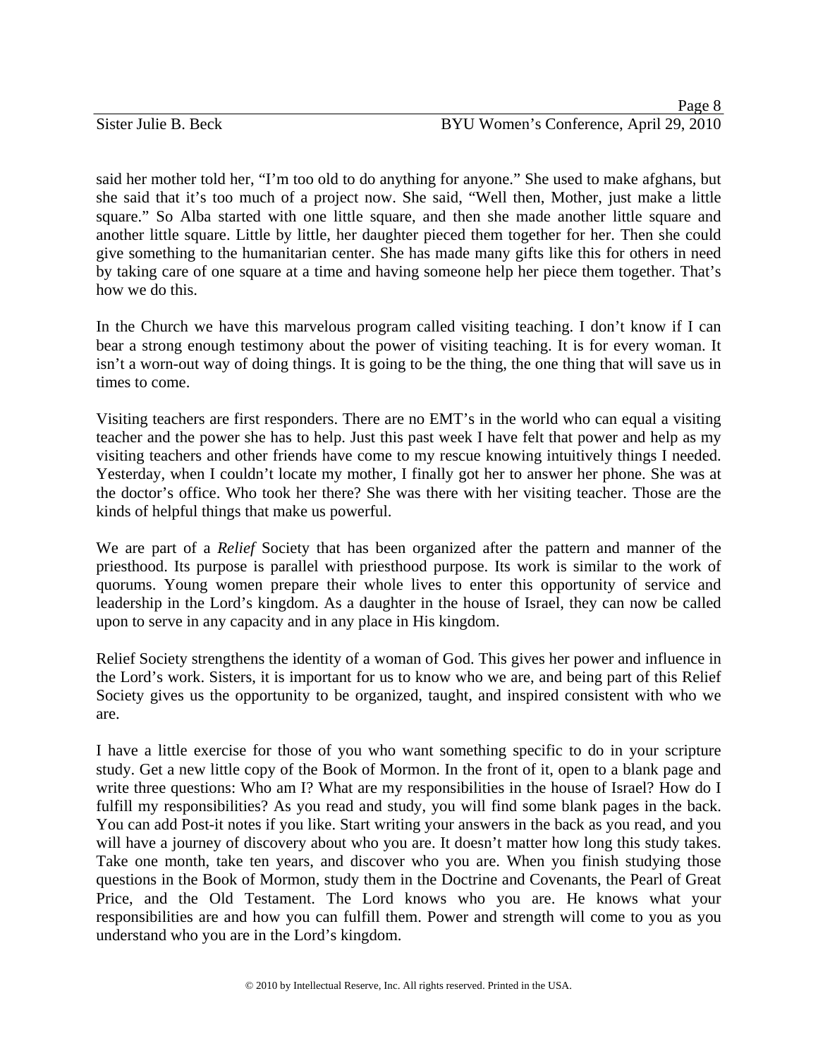said her mother told her, “I’m too old to do anything for anyone.” She used to make afghans, but she said that it’s too much of a project now. She said, “Well then, Mother, just make a little square.” So Alba started with one little square, and then she made another little square and another little square. Little by little, her daughter pieced them together for her. Then she could give something to the humanitarian center. She has made many gifts like this for others in need by taking care of one square at a time and having someone help her piece them together. That’s how we do this.

In the Church we have this marvelous program called visiting teaching. I don’t know if I can bear a strong enough testimony about the power of visiting teaching. It is for every woman. It isn’t a worn-out way of doing things. It is going to be the thing, the one thing that will save us in times to come.

Visiting teachers are first responders. There are no EMT’s in the world who can equal a visiting teacher and the power she has to help. Just this past week I have felt that power and help as my visiting teachers and other friends have come to my rescue knowing intuitively things I needed. Yesterday, when I couldn’t locate my mother, I finally got her to answer her phone. She was at the doctor’s office. Who took her there? She was there with her visiting teacher. Those are the kinds of helpful things that make us powerful.

We are part of a *Relief* Society that has been organized after the pattern and manner of the priesthood. Its purpose is parallel with priesthood purpose. Its work is similar to the work of quorums. Young women prepare their whole lives to enter this opportunity of service and leadership in the Lord’s kingdom. As a daughter in the house of Israel, they can now be called upon to serve in any capacity and in any place in His kingdom.

Relief Society strengthens the identity of a woman of God. This gives her power and influence in the Lord’s work. Sisters, it is important for us to know who we are, and being part of this Relief Society gives us the opportunity to be organized, taught, and inspired consistent with who we are.

I have a little exercise for those of you who want something specific to do in your scripture study. Get a new little copy of the Book of Mormon. In the front of it, open to a blank page and write three questions: Who am I? What are my responsibilities in the house of Israel? How do I fulfill my responsibilities? As you read and study, you will find some blank pages in the back. You can add Post-it notes if you like. Start writing your answers in the back as you read, and you will have a journey of discovery about who you are. It doesn’t matter how long this study takes. Take one month, take ten years, and discover who you are. When you finish studying those questions in the Book of Mormon, study them in the Doctrine and Covenants, the Pearl of Great Price, and the Old Testament. The Lord knows who you are. He knows what your responsibilities are and how you can fulfill them. Power and strength will come to you as you understand who you are in the Lord’s kingdom.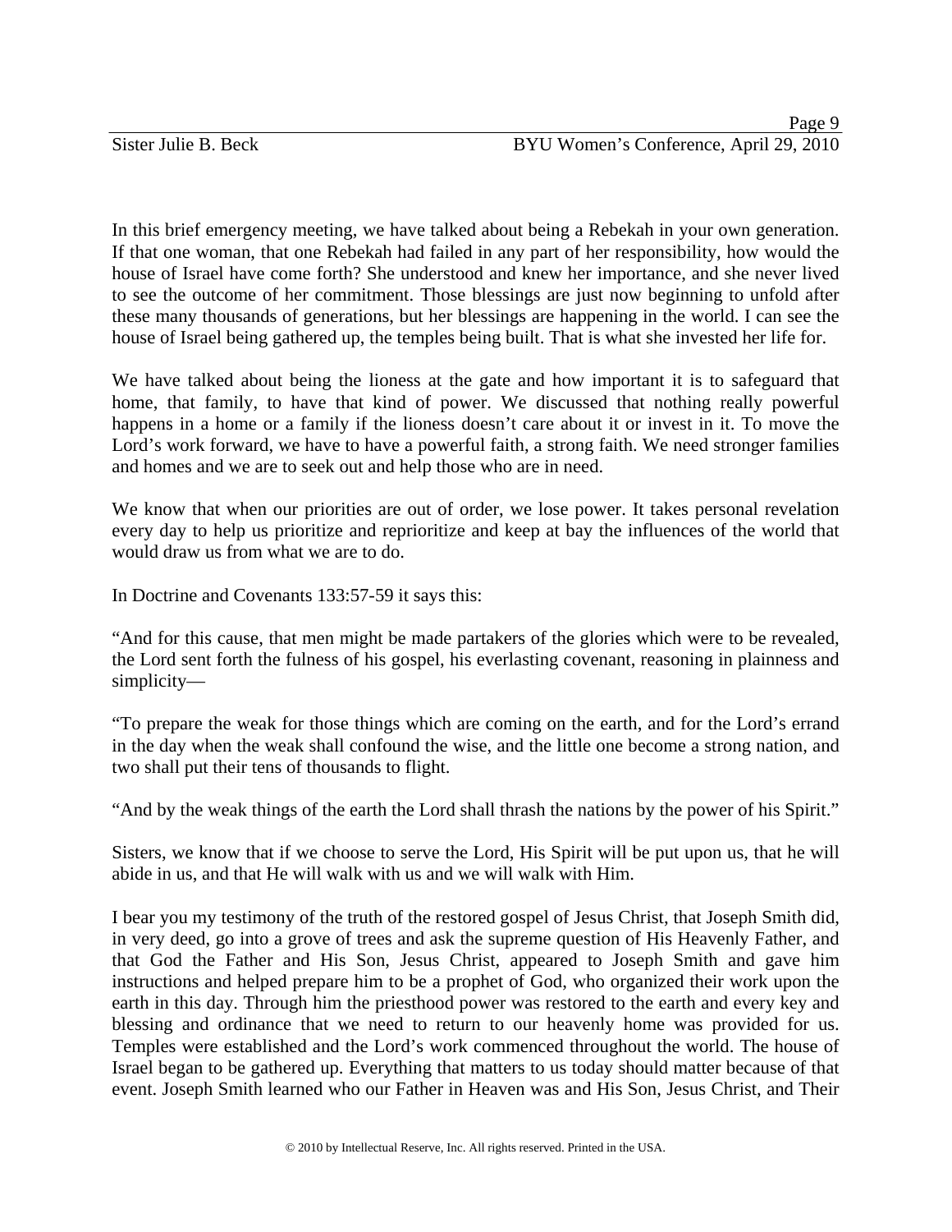In this brief emergency meeting, we have talked about being a Rebekah in your own generation. If that one woman, that one Rebekah had failed in any part of her responsibility, how would the house of Israel have come forth? She understood and knew her importance, and she never lived to see the outcome of her commitment. Those blessings are just now beginning to unfold after these many thousands of generations, but her blessings are happening in the world. I can see the house of Israel being gathered up, the temples being built. That is what she invested her life for.

We have talked about being the lioness at the gate and how important it is to safeguard that home, that family, to have that kind of power. We discussed that nothing really powerful happens in a home or a family if the lioness doesn't care about it or invest in it. To move the Lord's work forward, we have to have a powerful faith, a strong faith. We need stronger families and homes and we are to seek out and help those who are in need.

We know that when our priorities are out of order, we lose power. It takes personal revelation every day to help us prioritize and reprioritize and keep at bay the influences of the world that would draw us from what we are to do.

In Doctrine and Covenants 133:57-59 it says this:

"And for this cause, that men might be made partakers of the glories which were to be revealed, the Lord sent forth the fulness of his gospel, his everlasting covenant, reasoning in plainness and simplicity—

"To prepare the weak for those things which are coming on the earth, and for the Lord's errand in the day when the weak shall confound the wise, and the little one become a strong nation, and two shall put their tens of thousands to flight.

"And by the weak things of the earth the Lord shall thrash the nations by the power of his Spirit."

Sisters, we know that if we choose to serve the Lord, His Spirit will be put upon us, that he will abide in us, and that He will walk with us and we will walk with Him.

I bear you my testimony of the truth of the restored gospel of Jesus Christ, that Joseph Smith did, in very deed, go into a grove of trees and ask the supreme question of His Heavenly Father, and that God the Father and His Son, Jesus Christ, appeared to Joseph Smith and gave him instructions and helped prepare him to be a prophet of God, who organized their work upon the earth in this day. Through him the priesthood power was restored to the earth and every key and blessing and ordinance that we need to return to our heavenly home was provided for us. Temples were established and the Lord's work commenced throughout the world. The house of Israel began to be gathered up. Everything that matters to us today should matter because of that event. Joseph Smith learned who our Father in Heaven was and His Son, Jesus Christ, and Their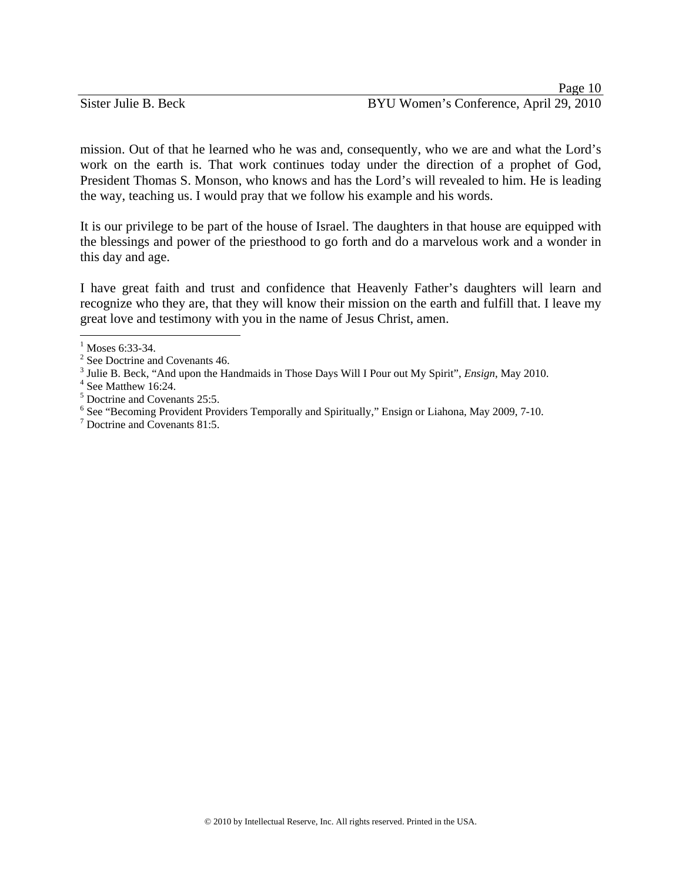mission. Out of that he learned who he was and, consequently, who we are and what the Lord's work on the earth is. That work continues today under the direction of a prophet of God, President Thomas S. Monson, who knows and has the Lord's will revealed to him. He is leading the way, teaching us. I would pray that we follow his example and his words.

It is our privilege to be part of the house of Israel. The daughters in that house are equipped with the blessings and power of the priesthood to go forth and do a marvelous work and a wonder in this day and age.

I have great faith and trust and confidence that Heavenly Father's daughters will learn and recognize who they are, that they will know their mission on the earth and fulfill that. I leave my great love and testimony with you in the name of Jesus Christ, amen.

---

[1] Moses 6:33-34.
[2] See Doctrine and Covenants 46.
[3] Julie B. Beck, "And upon the Handmaids in Those Days Will I Pour out My Spirit", *Ensign*, May 2010.
[4] See Matthew 16:24.
[5] Doctrine and Covenants 25:5.
[6] See "Becoming Provident Providers Temporally and Spiritually," Ensign or Liahona, May 2009, 7-10.
[7] Doctrine and Covenants 81:5.

© 2010 by Intellectual Reserve, Inc. All rights reserved. Printed in the USA.